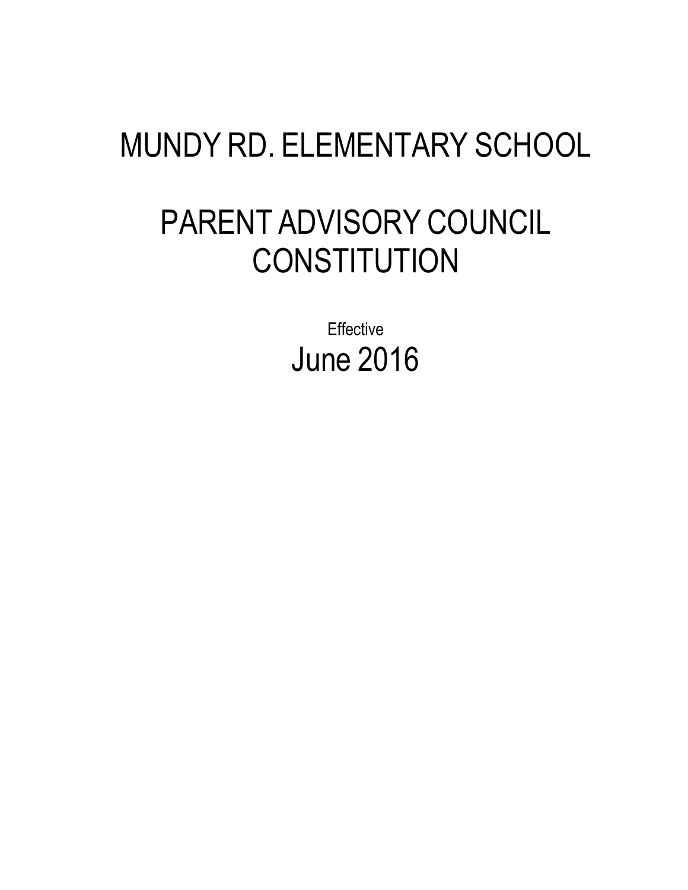# MUNDY RD. ELEMENTARY SCHOOL

# PARENT ADVISORY COUNCIL CONSTITUTION

Effective

## June 2016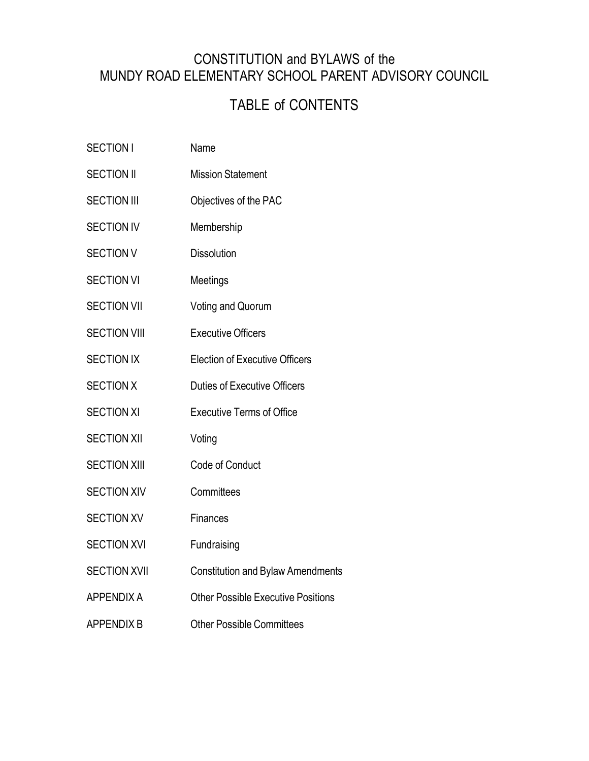# CONSTITUTION and BYLAWS of the MUNDY ROAD ELEMENTARY SCHOOL PARENT ADVISORY COUNCIL

## TABLE of CONTENTS

| | |
|---|---|
| SECTION I | Name |
| SECTION II | Mission Statement |
| SECTION III | Objectives of the PAC |
| SECTION IV | Membership |
| SECTION V | Dissolution |
| SECTION VI | Meetings |
| SECTION VII | Voting and Quorum |
| SECTION VIII | Executive Officers |
| SECTION IX | Election of Executive Officers |
| SECTION X | Duties of Executive Officers |
| SECTION XI | Executive Terms of Office |
| SECTION XII | Voting |
| SECTION XIII | Code of Conduct |
| SECTION XIV | Committees |
| SECTION XV | Finances |
| SECTION XVI | Fundraising |
| SECTION XVII | Constitution and Bylaw Amendments |
| APPENDIX A | Other Possible Executive Positions |
| APPENDIX B | Other Possible Committees |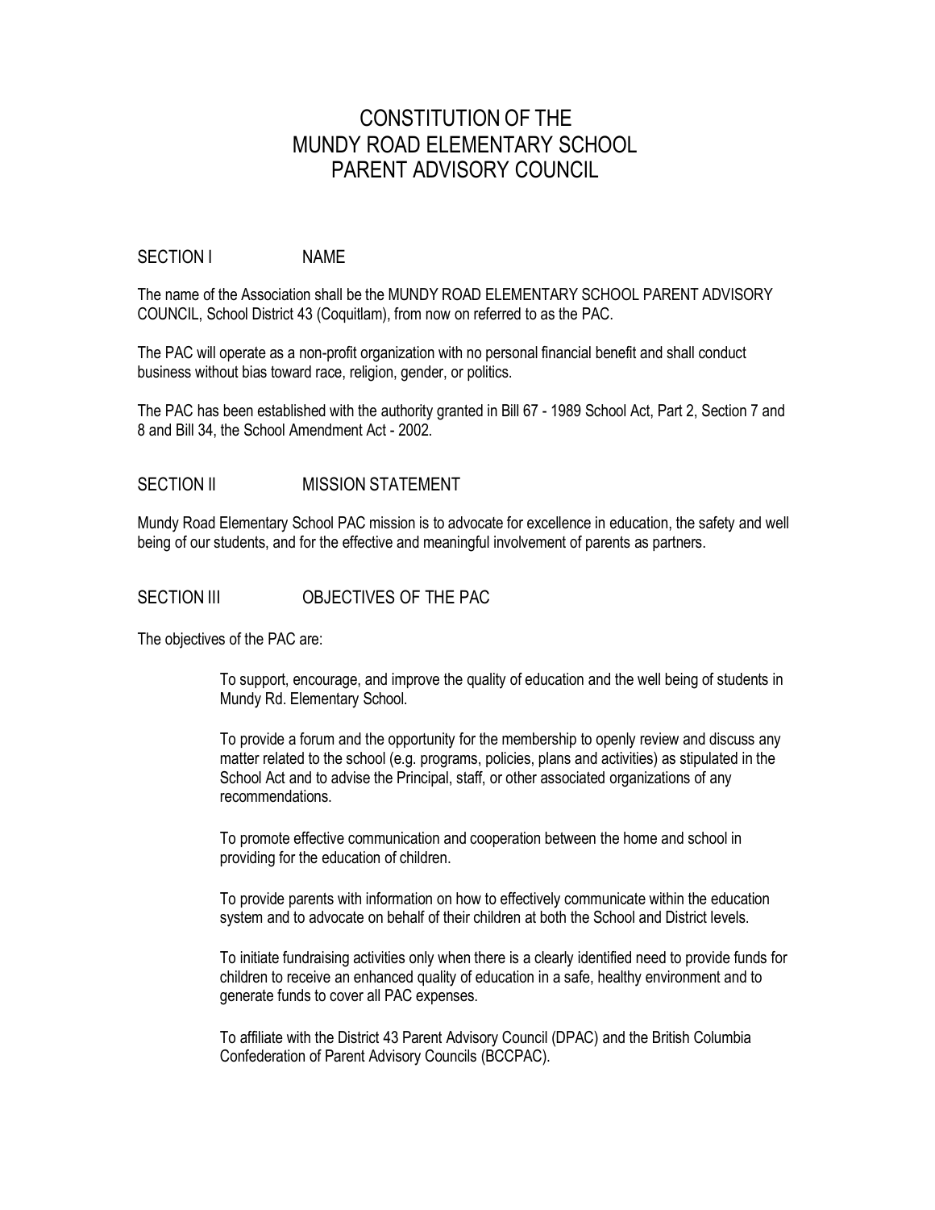# CONSTITUTION OF THE MUNDY ROAD ELEMENTARY SCHOOL PARENT ADVISORY COUNCIL

## SECTION I NAME

The name of the Association shall be the MUNDY ROAD ELEMENTARY SCHOOL PARENT ADVISORY COUNCIL, School District 43 (Coquitlam), from now on referred to as the PAC.

The PAC will operate as a non-profit organization with no personal financial benefit and shall conduct business without bias toward race, religion, gender, or politics.

The PAC has been established with the authority granted in Bill 67 - 1989 School Act, Part 2, Section 7 and 8 and Bill 34, the School Amendment Act - 2002.

## SECTION II MISSION STATEMENT

Mundy Road Elementary School PAC mission is to advocate for excellence in education, the safety and well being of our students, and for the effective and meaningful involvement of parents as partners.

## SECTION III OBJECTIVES OF THE PAC

The objectives of the PAC are:

To support, encourage, and improve the quality of education and the well being of students in Mundy Rd. Elementary School.

To provide a forum and the opportunity for the membership to openly review and discuss any matter related to the school (e.g. programs, policies, plans and activities) as stipulated in the School Act and to advise the Principal, staff, or other associated organizations of any recommendations.

To promote effective communication and cooperation between the home and school in providing for the education of children.

To provide parents with information on how to effectively communicate within the education system and to advocate on behalf of their children at both the School and District levels.

To initiate fundraising activities only when there is a clearly identified need to provide funds for children to receive an enhanced quality of education in a safe, healthy environment and to generate funds to cover all PAC expenses.

To affiliate with the District 43 Parent Advisory Council (DPAC) and the British Columbia Confederation of Parent Advisory Councils (BCCPAC).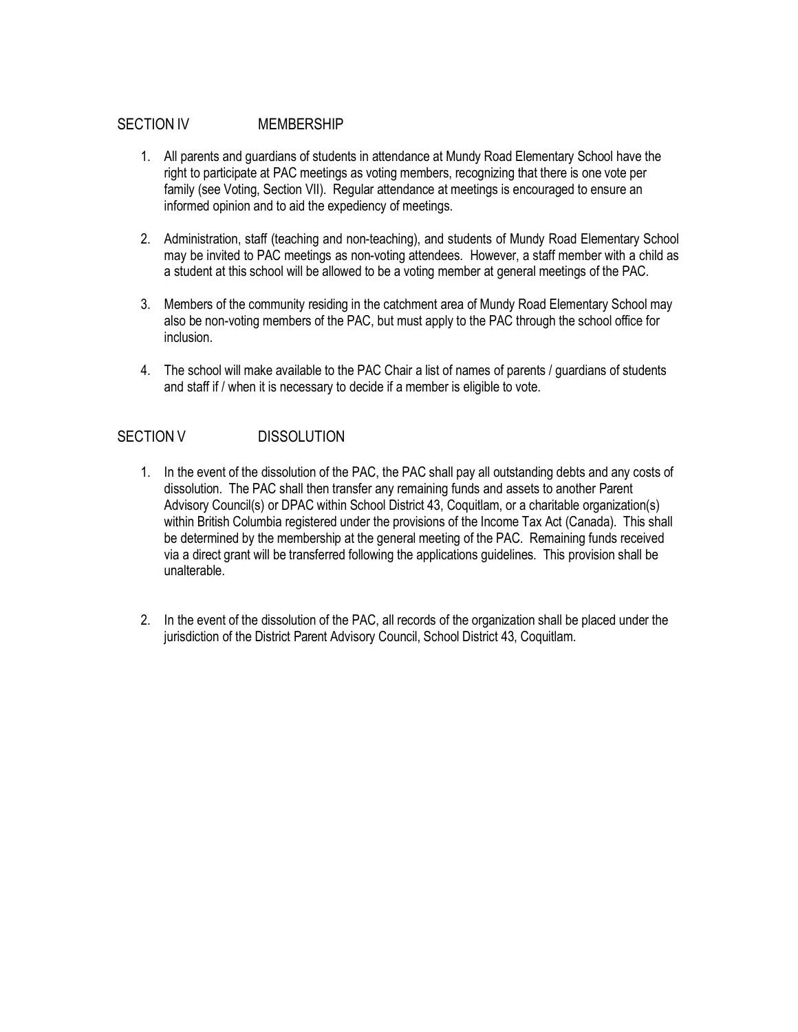## SECTION IV MEMBERSHIP

1. All parents and guardians of students in attendance at Mundy Road Elementary School have the right to participate at PAC meetings as voting members, recognizing that there is one vote per family (see Voting, Section VII). Regular attendance at meetings is encouraged to ensure an informed opinion and to aid the expediency of meetings.

2. Administration, staff (teaching and non-teaching), and students of Mundy Road Elementary School may be invited to PAC meetings as non-voting attendees. However, a staff member with a child as a student at this school will be allowed to be a voting member at general meetings of the PAC.

3. Members of the community residing in the catchment area of Mundy Road Elementary School may also be non-voting members of the PAC, but must apply to the PAC through the school office for inclusion.

4. The school will make available to the PAC Chair a list of names of parents / guardians of students and staff if / when it is necessary to decide if a member is eligible to vote.

## SECTION V DISSOLUTION

1. In the event of the dissolution of the PAC, the PAC shall pay all outstanding debts and any costs of dissolution. The PAC shall then transfer any remaining funds and assets to another Parent Advisory Council(s) or DPAC within School District 43, Coquitlam, or a charitable organization(s) within British Columbia registered under the provisions of the Income Tax Act (Canada). This shall be determined by the membership at the general meeting of the PAC. Remaining funds received via a direct grant will be transferred following the applications guidelines. This provision shall be unalterable.

2. In the event of the dissolution of the PAC, all records of the organization shall be placed under the jurisdiction of the District Parent Advisory Council, School District 43, Coquitlam.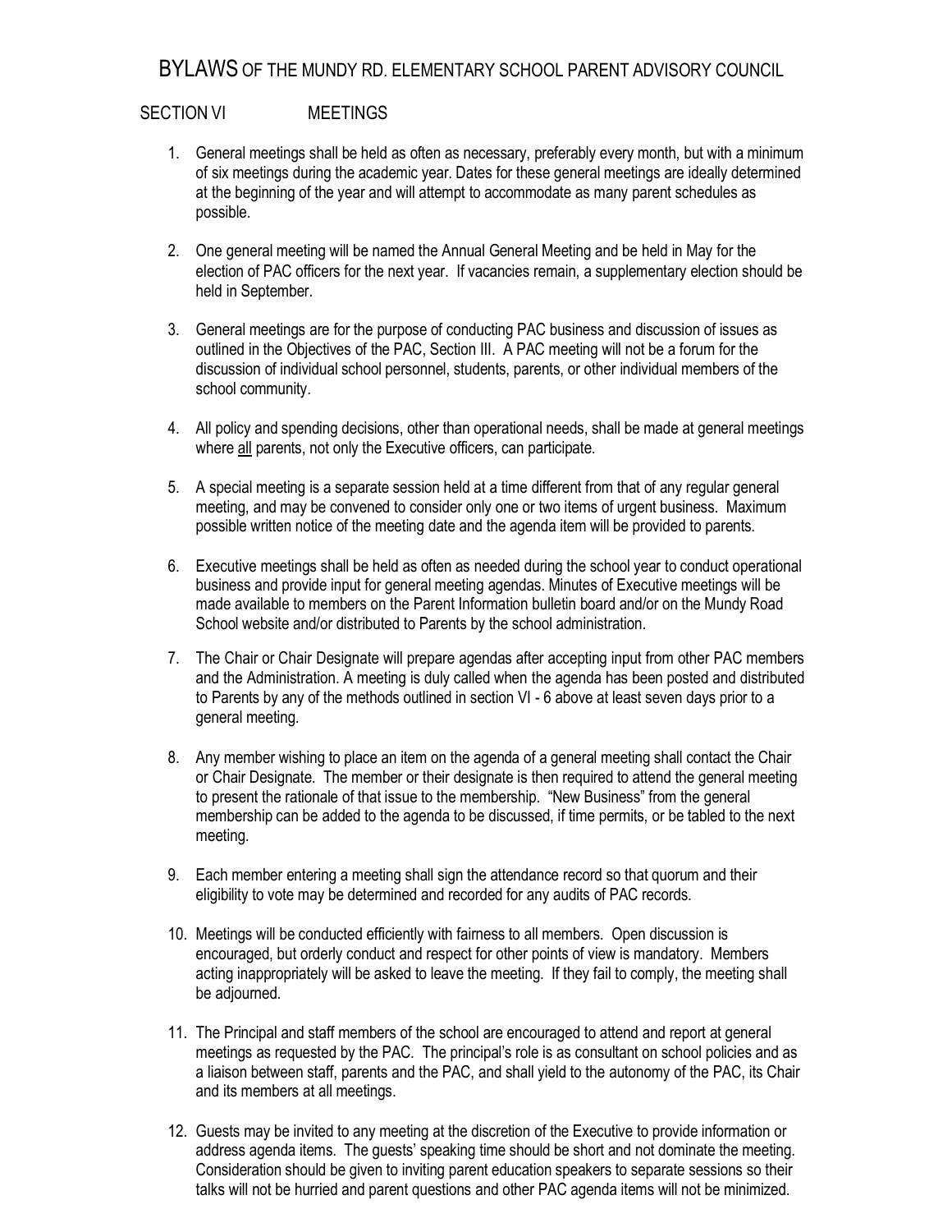# BYLAWS OF THE MUNDY RD. ELEMENTARY SCHOOL PARENT ADVISORY COUNCIL

## SECTION VI MEETINGS

1. General meetings shall be held as often as necessary, preferably every month, but with a minimum of six meetings during the academic year. Dates for these general meetings are ideally determined at the beginning of the year and will attempt to accommodate as many parent schedules as possible.

2. One general meeting will be named the Annual General Meeting and be held in May for the election of PAC officers for the next year. If vacancies remain, a supplementary election should be held in September.

3. General meetings are for the purpose of conducting PAC business and discussion of issues as outlined in the Objectives of the PAC, Section III. A PAC meeting will not be a forum for the discussion of individual school personnel, students, parents, or other individual members of the school community.

4. All policy and spending decisions, other than operational needs, shall be made at general meetings where <u>all</u> parents, not only the Executive officers, can participate.

5. A special meeting is a separate session held at a time different from that of any regular general meeting, and may be convened to consider only one or two items of urgent business. Maximum possible written notice of the meeting date and the agenda item will be provided to parents.

6. Executive meetings shall be held as often as needed during the school year to conduct operational business and provide input for general meeting agendas. Minutes of Executive meetings will be made available to members on the Parent Information bulletin board and/or on the Mundy Road School website and/or distributed to Parents by the school administration.

7. The Chair or Chair Designate will prepare agendas after accepting input from other PAC members and the Administration. A meeting is duly called when the agenda has been posted and distributed to Parents by any of the methods outlined in section VI - 6 above at least seven days prior to a general meeting.

8. Any member wishing to place an item on the agenda of a general meeting shall contact the Chair or Chair Designate. The member or their designate is then required to attend the general meeting to present the rationale of that issue to the membership. "New Business" from the general membership can be added to the agenda to be discussed, if time permits, or be tabled to the next meeting.

9. Each member entering a meeting shall sign the attendance record so that quorum and their eligibility to vote may be determined and recorded for any audits of PAC records.

10. Meetings will be conducted efficiently with fairness to all members. Open discussion is encouraged, but orderly conduct and respect for other points of view is mandatory. Members acting inappropriately will be asked to leave the meeting. If they fail to comply, the meeting shall be adjourned.

11. The Principal and staff members of the school are encouraged to attend and report at general meetings as requested by the PAC. The principal's role is as consultant on school policies and as a liaison between staff, parents and the PAC, and shall yield to the autonomy of the PAC, its Chair and its members at all meetings.

12. Guests may be invited to any meeting at the discretion of the Executive to provide information or address agenda items. The guests' speaking time should be short and not dominate the meeting. Consideration should be given to inviting parent education speakers to separate sessions so their talks will not be hurried and parent questions and other PAC agenda items will not be minimized.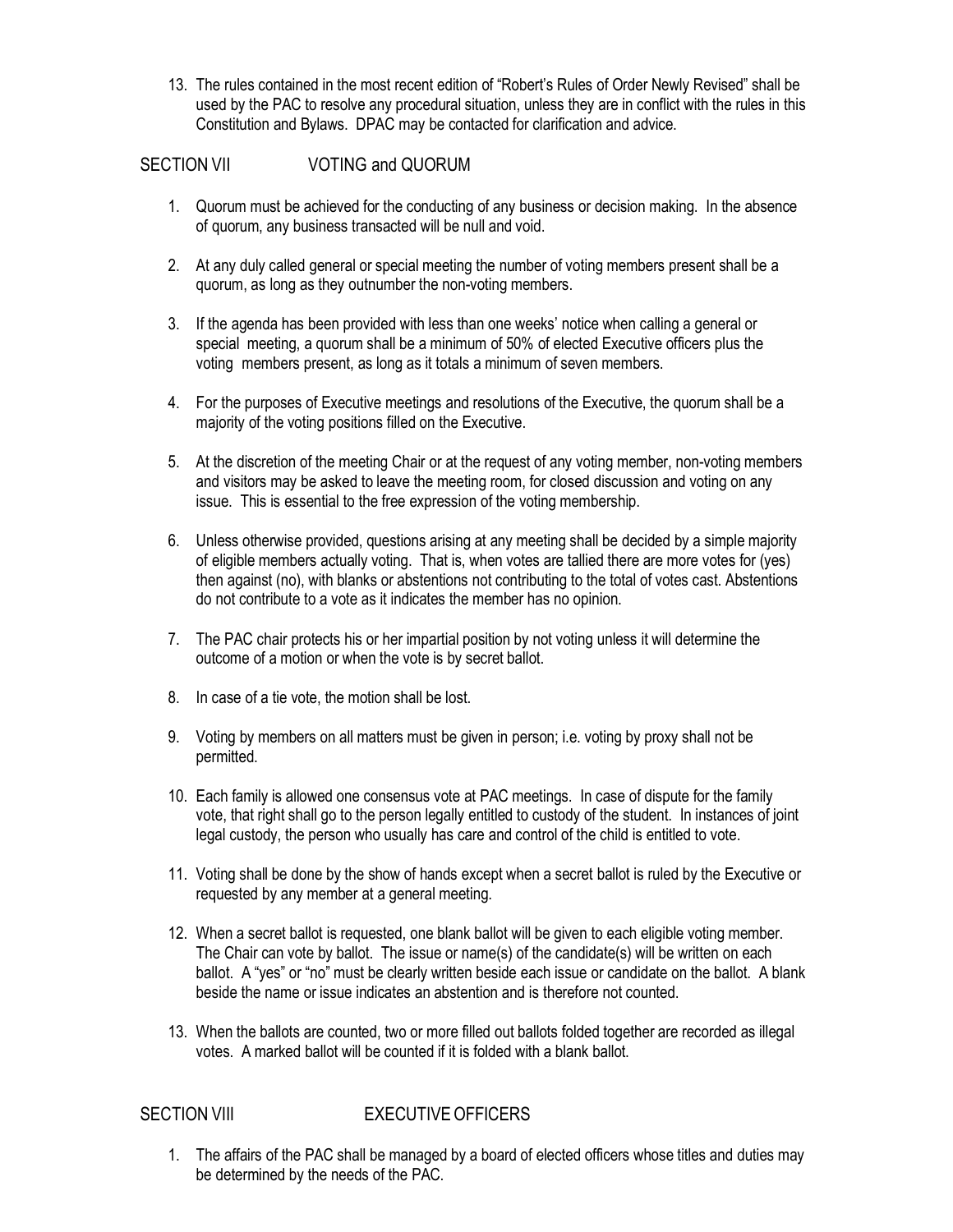13. The rules contained in the most recent edition of “Robert’s Rules of Order Newly Revised” shall be used by the PAC to resolve any procedural situation, unless they are in conflict with the rules in this Constitution and Bylaws. DPAC may be contacted for clarification and advice.

## SECTION VII VOTING and QUORUM

1. Quorum must be achieved for the conducting of any business or decision making. In the absence of quorum, any business transacted will be null and void.

2. At any duly called general or special meeting the number of voting members present shall be a quorum, as long as they outnumber the non-voting members.

3. If the agenda has been provided with less than one weeks’ notice when calling a general or special meeting, a quorum shall be a minimum of 50% of elected Executive officers plus the voting members present, as long as it totals a minimum of seven members.

4. For the purposes of Executive meetings and resolutions of the Executive, the quorum shall be a majority of the voting positions filled on the Executive.

5. At the discretion of the meeting Chair or at the request of any voting member, non-voting members and visitors may be asked to leave the meeting room, for closed discussion and voting on any issue. This is essential to the free expression of the voting membership.

6. Unless otherwise provided, questions arising at any meeting shall be decided by a simple majority of eligible members actually voting. That is, when votes are tallied there are more votes for (yes) then against (no), with blanks or abstentions not contributing to the total of votes cast. Abstentions do not contribute to a vote as it indicates the member has no opinion.

7. The PAC chair protects his or her impartial position by not voting unless it will determine the outcome of a motion or when the vote is by secret ballot.

8. In case of a tie vote, the motion shall be lost.

9. Voting by members on all matters must be given in person; i.e. voting by proxy shall not be permitted.

10. Each family is allowed one consensus vote at PAC meetings. In case of dispute for the family vote, that right shall go to the person legally entitled to custody of the student. In instances of joint legal custody, the person who usually has care and control of the child is entitled to vote.

11. Voting shall be done by the show of hands except when a secret ballot is ruled by the Executive or requested by any member at a general meeting.

12. When a secret ballot is requested, one blank ballot will be given to each eligible voting member. The Chair can vote by ballot. The issue or name(s) of the candidate(s) will be written on each ballot. A “yes” or “no” must be clearly written beside each issue or candidate on the ballot. A blank beside the name or issue indicates an abstention and is therefore not counted.

13. When the ballots are counted, two or more filled out ballots folded together are recorded as illegal votes. A marked ballot will be counted if it is folded with a blank ballot.

## SECTION VIII EXECUTIVE OFFICERS

1. The affairs of the PAC shall be managed by a board of elected officers whose titles and duties may be determined by the needs of the PAC.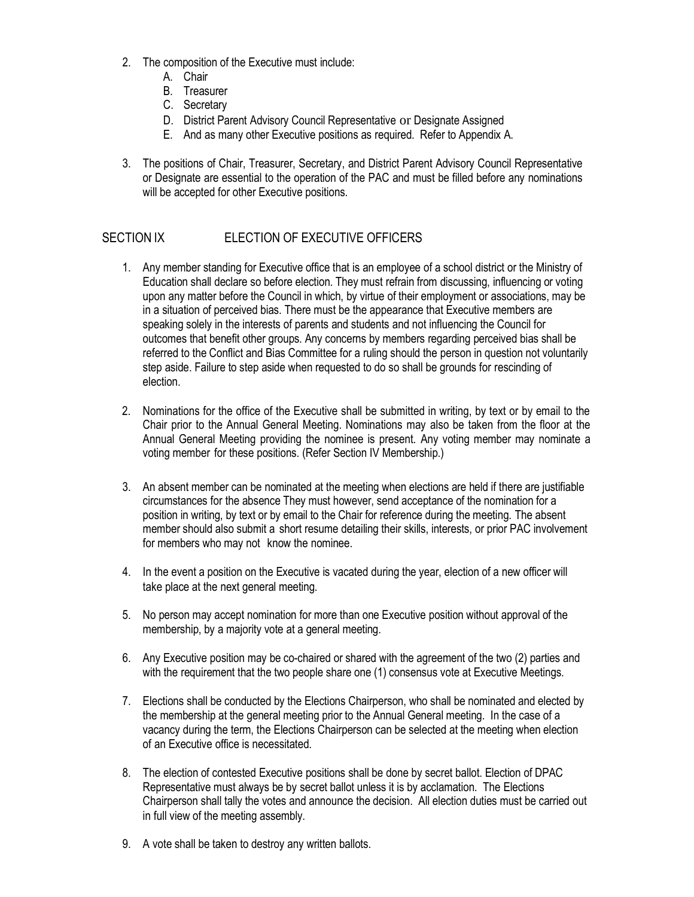2. The composition of the Executive must include:
   A. Chair
   B. Treasurer
   C. Secretary
   D. District Parent Advisory Council Representative or Designate Assigned
   E. And as many other Executive positions as required. Refer to Appendix A.

3. The positions of Chair, Treasurer, Secretary, and District Parent Advisory Council Representative or Designate are essential to the operation of the PAC and must be filled before any nominations will be accepted for other Executive positions.

## SECTION IX ELECTION OF EXECUTIVE OFFICERS

1. Any member standing for Executive office that is an employee of a school district or the Ministry of Education shall declare so before election. They must refrain from discussing, influencing or voting upon any matter before the Council in which, by virtue of their employment or associations, may be in a situation of perceived bias. There must be the appearance that Executive members are speaking solely in the interests of parents and students and not influencing the Council for outcomes that benefit other groups. Any concerns by members regarding perceived bias shall be referred to the Conflict and Bias Committee for a ruling should the person in question not voluntarily step aside. Failure to step aside when requested to do so shall be grounds for rescinding of election.

2. Nominations for the office of the Executive shall be submitted in writing, by text or by email to the Chair prior to the Annual General Meeting. Nominations may also be taken from the floor at the Annual General Meeting providing the nominee is present. Any voting member may nominate a voting member for these positions. (Refer Section IV Membership.)

3. An absent member can be nominated at the meeting when elections are held if there are justifiable circumstances for the absence They must however, send acceptance of the nomination for a position in writing, by text or by email to the Chair for reference during the meeting. The absent member should also submit a short resume detailing their skills, interests, or prior PAC involvement for members who may not know the nominee.

4. In the event a position on the Executive is vacated during the year, election of a new officer will take place at the next general meeting.

5. No person may accept nomination for more than one Executive position without approval of the membership, by a majority vote at a general meeting.

6. Any Executive position may be co-chaired or shared with the agreement of the two (2) parties and with the requirement that the two people share one (1) consensus vote at Executive Meetings.

7. Elections shall be conducted by the Elections Chairperson, who shall be nominated and elected by the membership at the general meeting prior to the Annual General meeting. In the case of a vacancy during the term, the Elections Chairperson can be selected at the meeting when election of an Executive office is necessitated.

8. The election of contested Executive positions shall be done by secret ballot. Election of DPAC Representative must always be by secret ballot unless it is by acclamation. The Elections Chairperson shall tally the votes and announce the decision. All election duties must be carried out in full view of the meeting assembly.

9. A vote shall be taken to destroy any written ballots.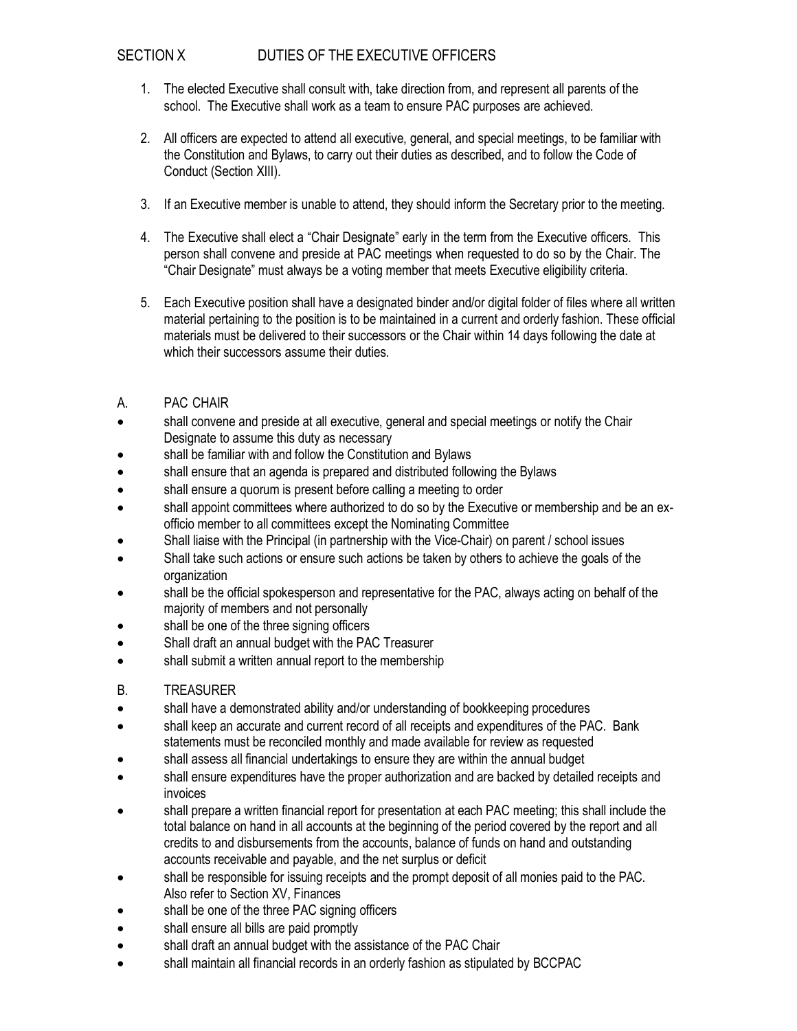## SECTION X DUTIES OF THE EXECUTIVE OFFICERS

1. The elected Executive shall consult with, take direction from, and represent all parents of the school. The Executive shall work as a team to ensure PAC purposes are achieved.

2. All officers are expected to attend all executive, general, and special meetings, to be familiar with the Constitution and Bylaws, to carry out their duties as described, and to follow the Code of Conduct (Section XIII).

3. If an Executive member is unable to attend, they should inform the Secretary prior to the meeting.

4. The Executive shall elect a "Chair Designate" early in the term from the Executive officers. This person shall convene and preside at PAC meetings when requested to do so by the Chair. The "Chair Designate" must always be a voting member that meets Executive eligibility criteria.

5. Each Executive position shall have a designated binder and/or digital folder of files where all written material pertaining to the position is to be maintained in a current and orderly fashion. These official materials must be delivered to their successors or the Chair within 14 days following the date at which their successors assume their duties.

### A. PAC CHAIR

- shall convene and preside at all executive, general and special meetings or notify the Chair Designate to assume this duty as necessary
- shall be familiar with and follow the Constitution and Bylaws
- shall ensure that an agenda is prepared and distributed following the Bylaws
- shall ensure a quorum is present before calling a meeting to order
- shall appoint committees where authorized to do so by the Executive or membership and be an ex-officio member to all committees except the Nominating Committee
- Shall liaise with the Principal (in partnership with the Vice-Chair) on parent / school issues
- Shall take such actions or ensure such actions be taken by others to achieve the goals of the organization
- shall be the official spokesperson and representative for the PAC, always acting on behalf of the majority of members and not personally
- shall be one of the three signing officers
- Shall draft an annual budget with the PAC Treasurer
- shall submit a written annual report to the membership

### B. TREASURER

- shall have a demonstrated ability and/or understanding of bookkeeping procedures
- shall keep an accurate and current record of all receipts and expenditures of the PAC. Bank statements must be reconciled monthly and made available for review as requested
- shall assess all financial undertakings to ensure they are within the annual budget
- shall ensure expenditures have the proper authorization and are backed by detailed receipts and invoices
- shall prepare a written financial report for presentation at each PAC meeting; this shall include the total balance on hand in all accounts at the beginning of the period covered by the report and all credits to and disbursements from the accounts, balance of funds on hand and outstanding accounts receivable and payable, and the net surplus or deficit
- shall be responsible for issuing receipts and the prompt deposit of all monies paid to the PAC. Also refer to Section XV, Finances
- shall be one of the three PAC signing officers
- shall ensure all bills are paid promptly
- shall draft an annual budget with the assistance of the PAC Chair
- shall maintain all financial records in an orderly fashion as stipulated by BCCPAC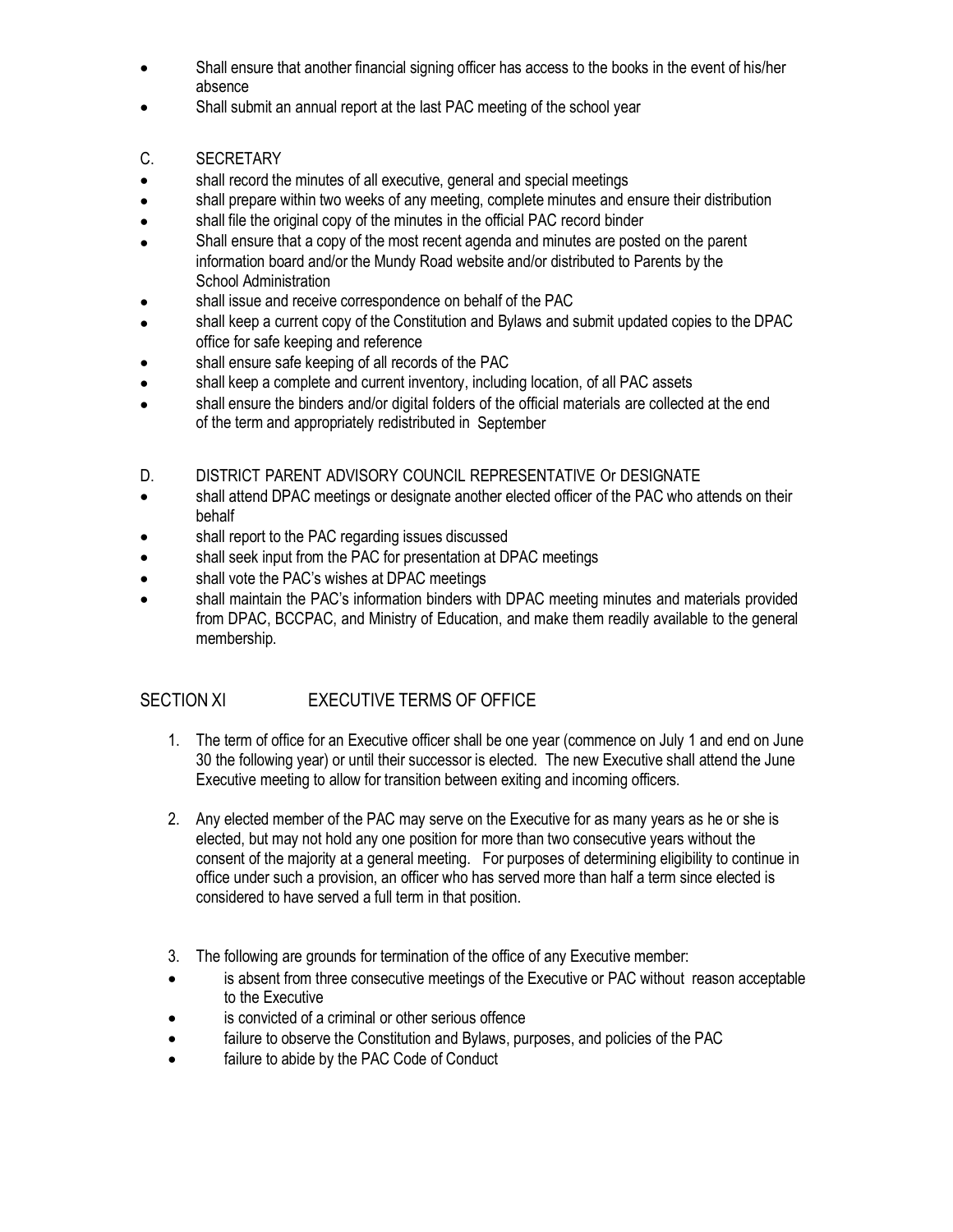- Shall ensure that another financial signing officer has access to the books in the event of his/her absence
- Shall submit an annual report at the last PAC meeting of the school year

C. SECRETARY

- shall record the minutes of all executive, general and special meetings
- shall prepare within two weeks of any meeting, complete minutes and ensure their distribution
- shall file the original copy of the minutes in the official PAC record binder
- Shall ensure that a copy of the most recent agenda and minutes are posted on the parent information board and/or the Mundy Road website and/or distributed to Parents by the School Administration
- shall issue and receive correspondence on behalf of the PAC
- shall keep a current copy of the Constitution and Bylaws and submit updated copies to the DPAC office for safe keeping and reference
- shall ensure safe keeping of all records of the PAC
- shall keep a complete and current inventory, including location, of all PAC assets
- shall ensure the binders and/or digital folders of the official materials are collected at the end of the term and appropriately redistributed in September

D. DISTRICT PARENT ADVISORY COUNCIL REPRESENTATIVE Or DESIGNATE

- shall attend DPAC meetings or designate another elected officer of the PAC who attends on their behalf
- shall report to the PAC regarding issues discussed
- shall seek input from the PAC for presentation at DPAC meetings
- shall vote the PAC's wishes at DPAC meetings
- shall maintain the PAC's information binders with DPAC meeting minutes and materials provided from DPAC, BCCPAC, and Ministry of Education, and make them readily available to the general membership.

## SECTION XI EXECUTIVE TERMS OF OFFICE

1. The term of office for an Executive officer shall be one year (commence on July 1 and end on June 30 the following year) or until their successor is elected. The new Executive shall attend the June Executive meeting to allow for transition between exiting and incoming officers.

2. Any elected member of the PAC may serve on the Executive for as many years as he or she is elected, but may not hold any one position for more than two consecutive years without the consent of the majority at a general meeting. For purposes of determining eligibility to continue in office under such a provision, an officer who has served more than half a term since elected is considered to have served a full term in that position.

3. The following are grounds for termination of the office of any Executive member:
   - is absent from three consecutive meetings of the Executive or PAC without reason acceptable to the Executive
   - is convicted of a criminal or other serious offence
   - failure to observe the Constitution and Bylaws, purposes, and policies of the PAC
   - failure to abide by the PAC Code of Conduct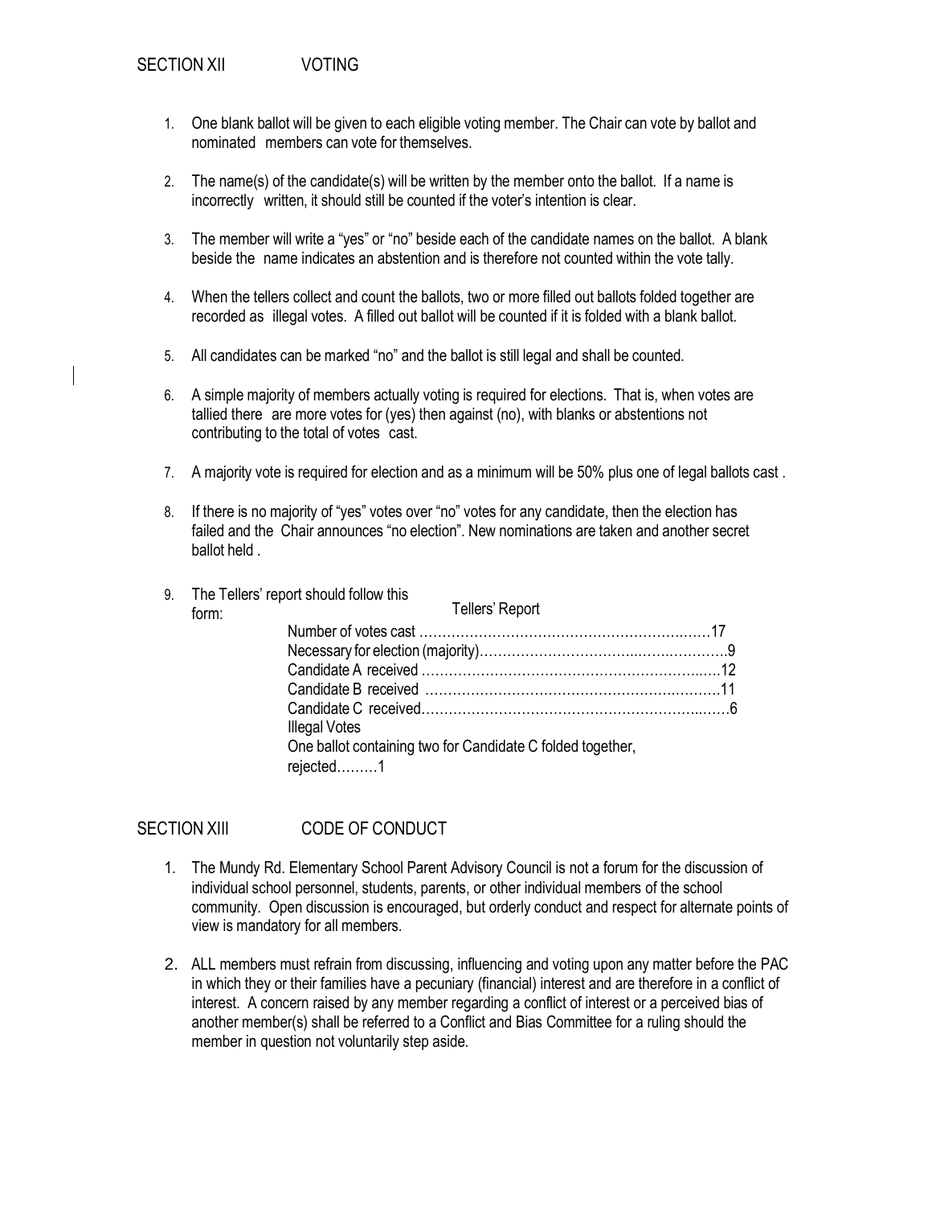## SECTION XII VOTING

1. One blank ballot will be given to each eligible voting member. The Chair can vote by ballot and nominated members can vote for themselves.

2. The name(s) of the candidate(s) will be written by the member onto the ballot. If a name is incorrectly written, it should still be counted if the voter's intention is clear.

3. The member will write a "yes" or "no" beside each of the candidate names on the ballot. A blank beside the name indicates an abstention and is therefore not counted within the vote tally.

4. When the tellers collect and count the ballots, two or more filled out ballots folded together are recorded as illegal votes. A filled out ballot will be counted if it is folded with a blank ballot.

5. All candidates can be marked "no" and the ballot is still legal and shall be counted.

6. A simple majority of members actually voting is required for elections. That is, when votes are tallied there are more votes for (yes) then against (no), with blanks or abstentions not contributing to the total of votes cast.

7. A majority vote is required for election and as a minimum will be 50% plus one of legal ballots cast .

8. If there is no majority of "yes" votes over "no" votes for any candidate, then the election has failed and the Chair announces "no election". New nominations are taken and another secret ballot held .

9. The Tellers' report should follow this form:

   Tellers' Report

   Number of votes cast ……………………………………………………………17
   Necessary for election (majority)………………………………………………9
   Candidate A received ……………………………………………………………12
   Candidate B received ……………………………………………………………11
   Candidate C received……………………………………………………………6
   Illegal Votes
   One ballot containing two for Candidate C folded together, rejected………1

## SECTION XIII CODE OF CONDUCT

1. The Mundy Rd. Elementary School Parent Advisory Council is not a forum for the discussion of individual school personnel, students, parents, or other individual members of the school community. Open discussion is encouraged, but orderly conduct and respect for alternate points of view is mandatory for all members.

2. ALL members must refrain from discussing, influencing and voting upon any matter before the PAC in which they or their families have a pecuniary (financial) interest and are therefore in a conflict of interest. A concern raised by any member regarding a conflict of interest or a perceived bias of another member(s) shall be referred to a Conflict and Bias Committee for a ruling should the member in question not voluntarily step aside.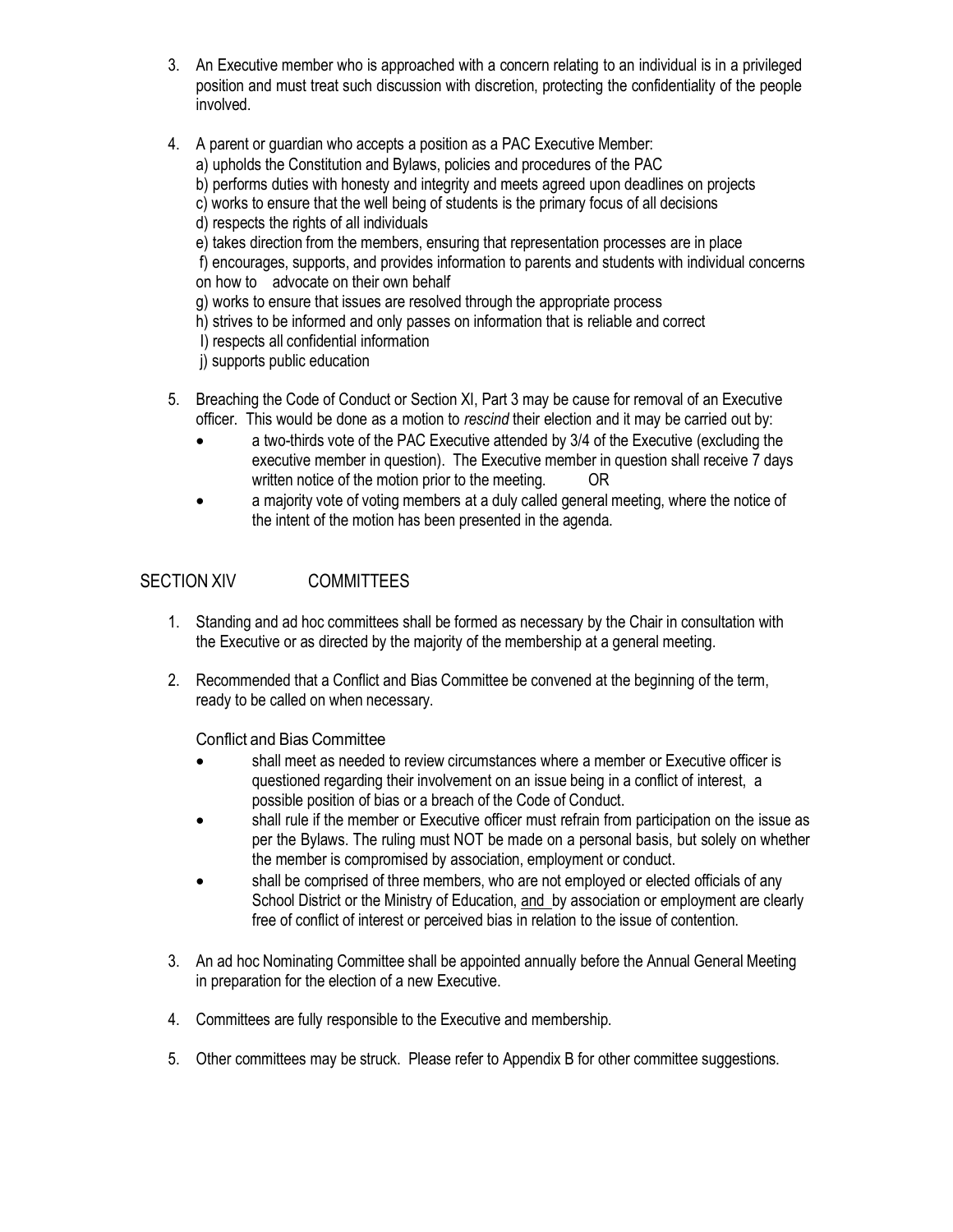3. An Executive member who is approached with a concern relating to an individual is in a privileged position and must treat such discussion with discretion, protecting the confidentiality of the people involved.

4. A parent or guardian who accepts a position as a PAC Executive Member:
   a) upholds the Constitution and Bylaws, policies and procedures of the PAC
   b) performs duties with honesty and integrity and meets agreed upon deadlines on projects
   c) works to ensure that the well being of students is the primary focus of all decisions
   d) respects the rights of all individuals
   e) takes direction from the members, ensuring that representation processes are in place
   f) encourages, supports, and provides information to parents and students with individual concerns on how to advocate on their own behalf
   g) works to ensure that issues are resolved through the appropriate process
   h) strives to be informed and only passes on information that is reliable and correct
   I) respects all confidential information
   j) supports public education

5. Breaching the Code of Conduct or Section XI, Part 3 may be cause for removal of an Executive officer. This would be done as a motion to *rescind* their election and it may be carried out by:
   - a two-thirds vote of the PAC Executive attended by 3/4 of the Executive (excluding the executive member in question). The Executive member in question shall receive 7 days written notice of the motion prior to the meeting. OR
   - a majority vote of voting members at a duly called general meeting, where the notice of the intent of the motion has been presented in the agenda.

## SECTION XIV COMMITTEES

1. Standing and ad hoc committees shall be formed as necessary by the Chair in consultation with the Executive or as directed by the majority of the membership at a general meeting.

2. Recommended that a Conflict and Bias Committee be convened at the beginning of the term, ready to be called on when necessary.

   Conflict and Bias Committee
   - shall meet as needed to review circumstances where a member or Executive officer is questioned regarding their involvement on an issue being in a conflict of interest, a possible position of bias or a breach of the Code of Conduct.
   - shall rule if the member or Executive officer must refrain from participation on the issue as per the Bylaws. The ruling must NOT be made on a personal basis, but solely on whether the member is compromised by association, employment or conduct.
   - shall be comprised of three members, who are not employed or elected officials of any School District or the Ministry of Education, <u>and</u> by association or employment are clearly free of conflict of interest or perceived bias in relation to the issue of contention.

3. An ad hoc Nominating Committee shall be appointed annually before the Annual General Meeting in preparation for the election of a new Executive.

4. Committees are fully responsible to the Executive and membership.

5. Other committees may be struck. Please refer to Appendix B for other committee suggestions.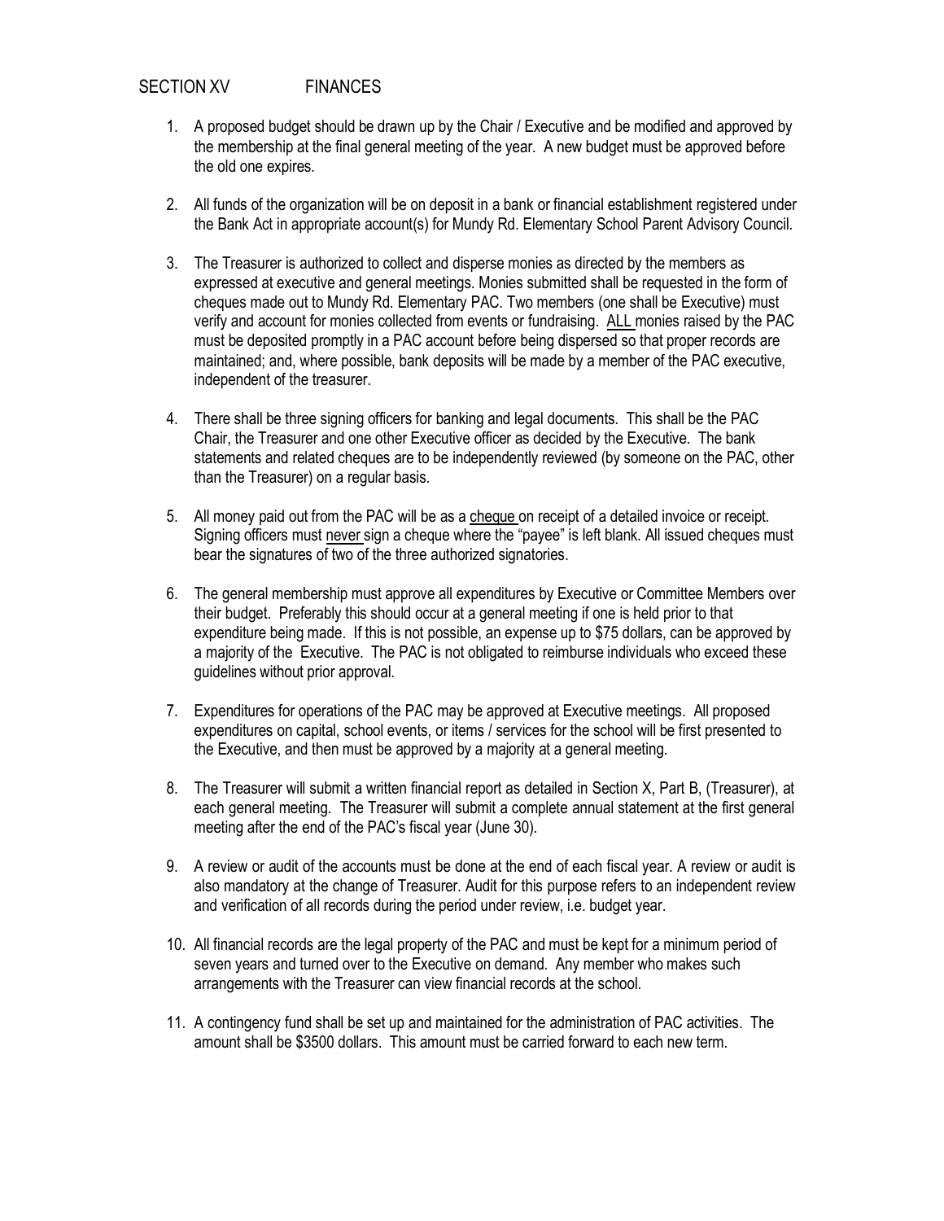## SECTION XV FINANCES

1. A proposed budget should be drawn up by the Chair / Executive and be modified and approved by the membership at the final general meeting of the year. A new budget must be approved before the old one expires.

2. All funds of the organization will be on deposit in a bank or financial establishment registered under the Bank Act in appropriate account(s) for Mundy Rd. Elementary School Parent Advisory Council.

3. The Treasurer is authorized to collect and disperse monies as directed by the members as expressed at executive and general meetings. Monies submitted shall be requested in the form of cheques made out to Mundy Rd. Elementary PAC. Two members (one shall be Executive) must verify and account for monies collected from events or fundraising. <u>ALL</u> monies raised by the PAC must be deposited promptly in a PAC account before being dispersed so that proper records are maintained; and, where possible, bank deposits will be made by a member of the PAC executive, independent of the treasurer.

4. There shall be three signing officers for banking and legal documents. This shall be the PAC Chair, the Treasurer and one other Executive officer as decided by the Executive. The bank statements and related cheques are to be independently reviewed (by someone on the PAC, other than the Treasurer) on a regular basis.

5. All money paid out from the PAC will be as a <u>cheque</u> on receipt of a detailed invoice or receipt. Signing officers must <u>never</u> sign a cheque where the "payee" is left blank. All issued cheques must bear the signatures of two of the three authorized signatories.

6. The general membership must approve all expenditures by Executive or Committee Members over their budget. Preferably this should occur at a general meeting if one is held prior to that expenditure being made. If this is not possible, an expense up to $75 dollars, can be approved by a majority of the Executive. The PAC is not obligated to reimburse individuals who exceed these guidelines without prior approval.

7. Expenditures for operations of the PAC may be approved at Executive meetings. All proposed expenditures on capital, school events, or items / services for the school will be first presented to the Executive, and then must be approved by a majority at a general meeting.

8. The Treasurer will submit a written financial report as detailed in Section X, Part B, (Treasurer), at each general meeting. The Treasurer will submit a complete annual statement at the first general meeting after the end of the PAC's fiscal year (June 30).

9. A review or audit of the accounts must be done at the end of each fiscal year. A review or audit is also mandatory at the change of Treasurer. Audit for this purpose refers to an independent review and verification of all records during the period under review, i.e. budget year.

10. All financial records are the legal property of the PAC and must be kept for a minimum period of seven years and turned over to the Executive on demand. Any member who makes such arrangements with the Treasurer can view financial records at the school.

11. A contingency fund shall be set up and maintained for the administration of PAC activities. The amount shall be $3500 dollars. This amount must be carried forward to each new term.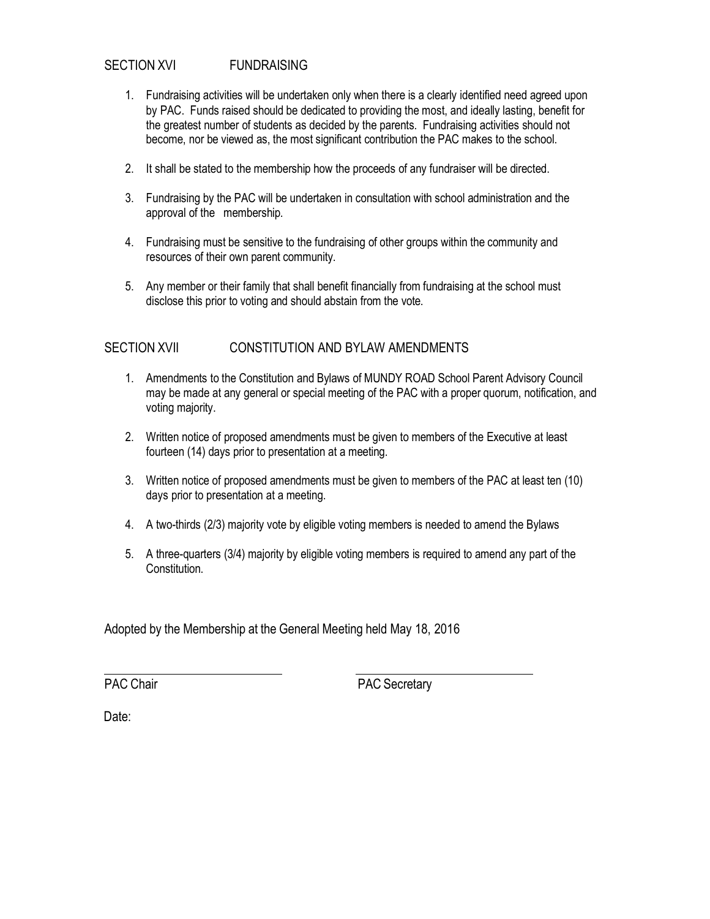## SECTION XVI FUNDRAISING

1. Fundraising activities will be undertaken only when there is a clearly identified need agreed upon by PAC. Funds raised should be dedicated to providing the most, and ideally lasting, benefit for the greatest number of students as decided by the parents. Fundraising activities should not become, nor be viewed as, the most significant contribution the PAC makes to the school.

2. It shall be stated to the membership how the proceeds of any fundraiser will be directed.

3. Fundraising by the PAC will be undertaken in consultation with school administration and the approval of the membership.

4. Fundraising must be sensitive to the fundraising of other groups within the community and resources of their own parent community.

5. Any member or their family that shall benefit financially from fundraising at the school must disclose this prior to voting and should abstain from the vote.

## SECTION XVII CONSTITUTION AND BYLAW AMENDMENTS

1. Amendments to the Constitution and Bylaws of MUNDY ROAD School Parent Advisory Council may be made at any general or special meeting of the PAC with a proper quorum, notification, and voting majority.

2. Written notice of proposed amendments must be given to members of the Executive at least fourteen (14) days prior to presentation at a meeting.

3. Written notice of proposed amendments must be given to members of the PAC at least ten (10) days prior to presentation at a meeting.

4. A two-thirds (2/3) majority vote by eligible voting members is needed to amend the Bylaws

5. A three-quarters (3/4) majority by eligible voting members is required to amend any part of the Constitution.

Adopted by the Membership at the General Meeting held May 18, 2016

\_\_\_\_\_\_\_\_\_\_\_\_\_\_\_\_\_\_\_\_\_\_\_\_\_\_ \_\_\_\_\_\_\_\_\_\_\_\_\_\_\_\_\_\_\_\_\_\_\_\_\_\_

PAC Chair PAC Secretary

Date: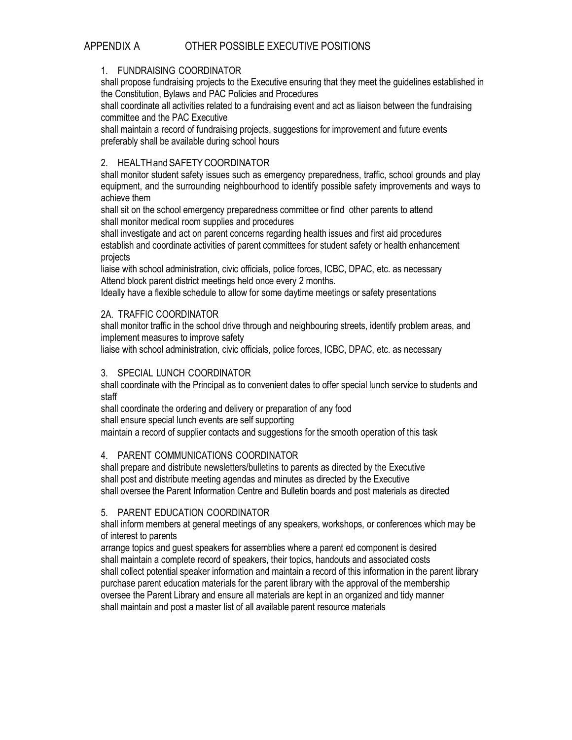# APPENDIX A OTHER POSSIBLE EXECUTIVE POSITIONS

## 1. FUNDRAISING COORDINATOR

shall propose fundraising projects to the Executive ensuring that they meet the guidelines established in the Constitution, Bylaws and PAC Policies and Procedures

shall coordinate all activities related to a fundraising event and act as liaison between the fundraising committee and the PAC Executive

shall maintain a record of fundraising projects, suggestions for improvement and future events

preferably shall be available during school hours

## 2. HEALTH and SAFETY COORDINATOR

shall monitor student safety issues such as emergency preparedness, traffic, school grounds and play equipment, and the surrounding neighbourhood to identify possible safety improvements and ways to achieve them

shall sit on the school emergency preparedness committee or find other parents to attend

shall monitor medical room supplies and procedures

shall investigate and act on parent concerns regarding health issues and first aid procedures

establish and coordinate activities of parent committees for student safety or health enhancement projects

liaise with school administration, civic officials, police forces, ICBC, DPAC, etc. as necessary

Attend block parent district meetings held once every 2 months.

Ideally have a flexible schedule to allow for some daytime meetings or safety presentations

## 2A. TRAFFIC COORDINATOR

shall monitor traffic in the school drive through and neighbouring streets, identify problem areas, and implement measures to improve safety

liaise with school administration, civic officials, police forces, ICBC, DPAC, etc. as necessary

## 3. SPECIAL LUNCH COORDINATOR

shall coordinate with the Principal as to convenient dates to offer special lunch service to students and staff

shall coordinate the ordering and delivery or preparation of any food

shall ensure special lunch events are self supporting

maintain a record of supplier contacts and suggestions for the smooth operation of this task

## 4. PARENT COMMUNICATIONS COORDINATOR

shall prepare and distribute newsletters/bulletins to parents as directed by the Executive

shall post and distribute meeting agendas and minutes as directed by the Executive

shall oversee the Parent Information Centre and Bulletin boards and post materials as directed

## 5. PARENT EDUCATION COORDINATOR

shall inform members at general meetings of any speakers, workshops, or conferences which may be of interest to parents

arrange topics and guest speakers for assemblies where a parent ed component is desired

shall maintain a complete record of speakers, their topics, handouts and associated costs

shall collect potential speaker information and maintain a record of this information in the parent library

purchase parent education materials for the parent library with the approval of the membership

oversee the Parent Library and ensure all materials are kept in an organized and tidy manner

shall maintain and post a master list of all available parent resource materials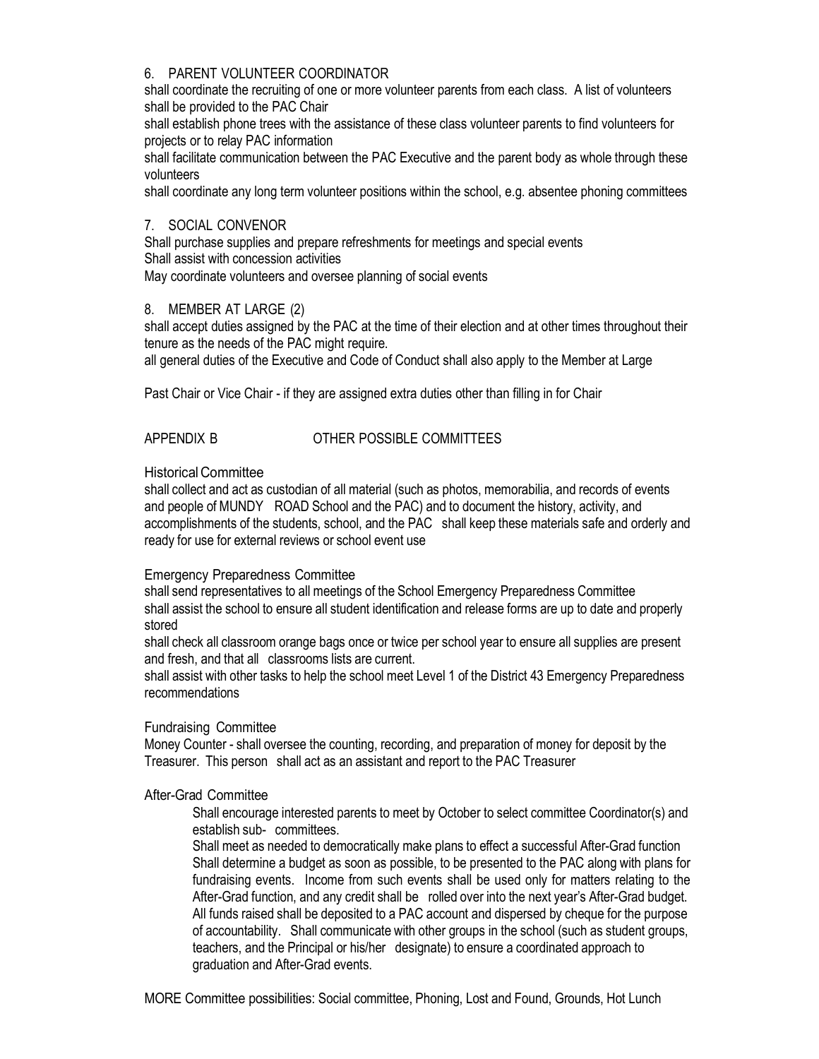## 6. PARENT VOLUNTEER COORDINATOR

shall coordinate the recruiting of one or more volunteer parents from each class. A list of volunteers shall be provided to the PAC Chair

shall establish phone trees with the assistance of these class volunteer parents to find volunteers for projects or to relay PAC information

shall facilitate communication between the PAC Executive and the parent body as whole through these volunteers

shall coordinate any long term volunteer positions within the school, e.g. absentee phoning committees

## 7. SOCIAL CONVENOR

Shall purchase supplies and prepare refreshments for meetings and special events

Shall assist with concession activities

May coordinate volunteers and oversee planning of social events

## 8. MEMBER AT LARGE (2)

shall accept duties assigned by the PAC at the time of their election and at other times throughout their tenure as the needs of the PAC might require.

all general duties of the Executive and Code of Conduct shall also apply to the Member at Large

Past Chair or Vice Chair - if they are assigned extra duties other than filling in for Chair

# APPENDIX B OTHER POSSIBLE COMMITTEES

### Historical Committee

shall collect and act as custodian of all material (such as photos, memorabilia, and records of events and people of MUNDY ROAD School and the PAC) and to document the history, activity, and accomplishments of the students, school, and the PAC shall keep these materials safe and orderly and ready for use for external reviews or school event use

### Emergency Preparedness Committee

shall send representatives to all meetings of the School Emergency Preparedness Committee

shall assist the school to ensure all student identification and release forms are up to date and properly stored

shall check all classroom orange bags once or twice per school year to ensure all supplies are present and fresh, and that all classrooms lists are current.

shall assist with other tasks to help the school meet Level 1 of the District 43 Emergency Preparedness recommendations

### Fundraising Committee

Money Counter - shall oversee the counting, recording, and preparation of money for deposit by the Treasurer. This person shall act as an assistant and report to the PAC Treasurer

### After-Grad Committee

Shall encourage interested parents to meet by October to select committee Coordinator(s) and establish sub- committees.

Shall meet as needed to democratically make plans to effect a successful After-Grad function Shall determine a budget as soon as possible, to be presented to the PAC along with plans for fundraising events. Income from such events shall be used only for matters relating to the After-Grad function, and any credit shall be rolled over into the next year's After-Grad budget. All funds raised shall be deposited to a PAC account and dispersed by cheque for the purpose of accountability. Shall communicate with other groups in the school (such as student groups, teachers, and the Principal or his/her designate) to ensure a coordinated approach to graduation and After-Grad events.

MORE Committee possibilities: Social committee, Phoning, Lost and Found, Grounds, Hot Lunch